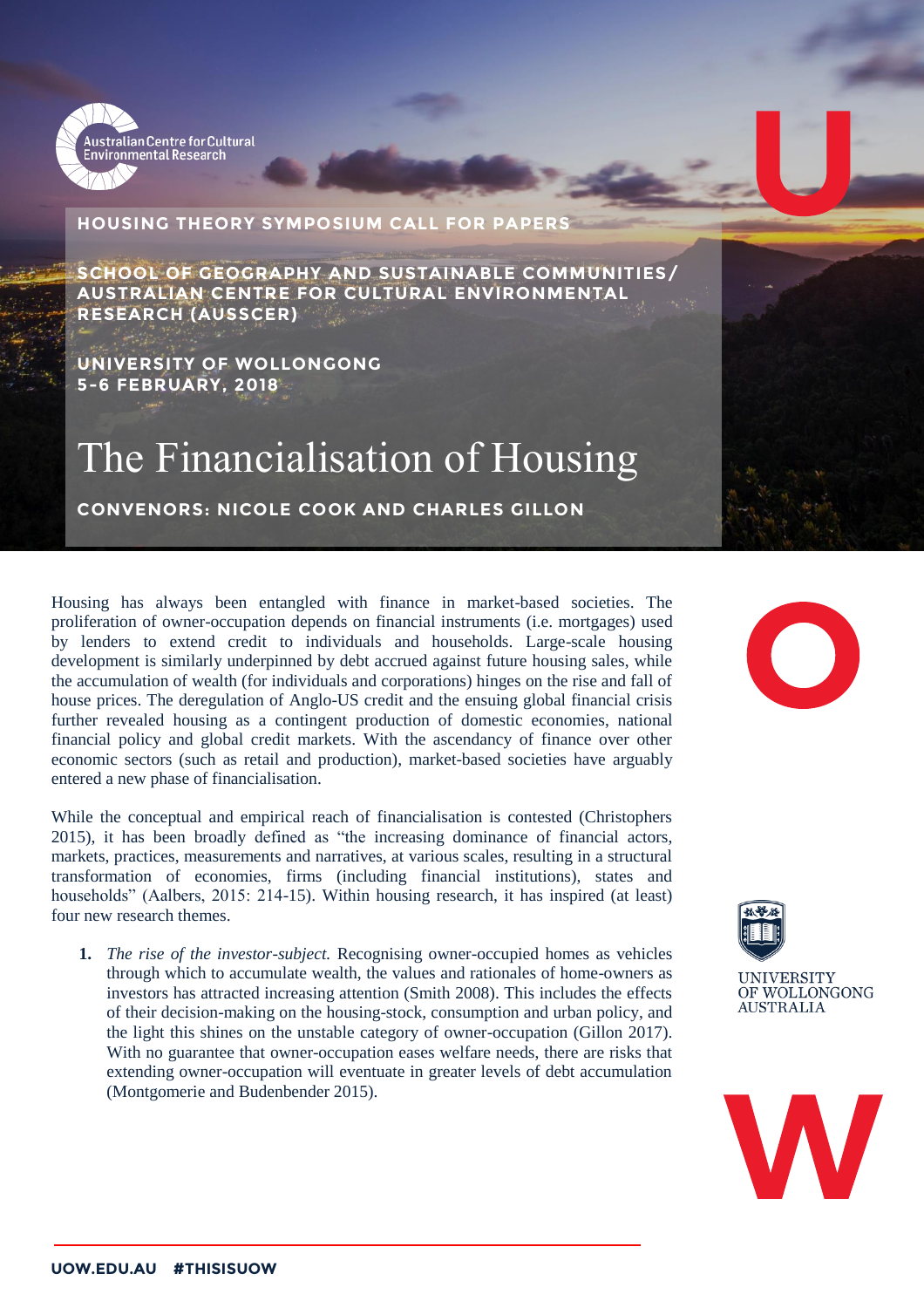Australian Centre for Cultural Environmental Research

**HOUSING THEORY SYMPOSIUM CALL FOR PAPERS**

**SCHOOL OF GEOGRAPHY AND SUSTAINABLE COMMUNITIES/ AUSTRALIAN CENTRE FOR CULTURAL ENVIRONMENTAL RESEARCH (AUSSCER)**

**UNIVERSITY OF WOLLONGONG**
**5-6 FEBRUARY, 2018**

# The Financialisation of Housing

**CONVENORS: NICOLE COOK AND CHARLES GILLON**

Housing has always been entangled with finance in market-based societies. The proliferation of owner-occupation depends on financial instruments (i.e. mortgages) used by lenders to extend credit to individuals and households. Large-scale housing development is similarly underpinned by debt accrued against future housing sales, while the accumulation of wealth (for individuals and corporations) hinges on the rise and fall of house prices. The deregulation of Anglo-US credit and the ensuing global financial crisis further revealed housing as a contingent production of domestic economies, national financial policy and global credit markets. With the ascendancy of finance over other economic sectors (such as retail and production), market-based societies have arguably entered a new phase of financialisation.

While the conceptual and empirical reach of financialisation is contested (Christophers 2015), it has been broadly defined as "the increasing dominance of financial actors, markets, practices, measurements and narratives, at various scales, resulting in a structural transformation of economies, firms (including financial institutions), states and households" (Aalbers, 2015: 214-15). Within housing research, it has inspired (at least) four new research themes.

1. *The rise of the investor-subject.* Recognising owner-occupied homes as vehicles through which to accumulate wealth, the values and rationales of home-owners as investors has attracted increasing attention (Smith 2008). This includes the effects of their decision-making on the housing-stock, consumption and urban policy, and the light this shines on the unstable category of owner-occupation (Gillon 2017). With no guarantee that owner-occupation eases welfare needs, there are risks that extending owner-occupation will eventuate in greater levels of debt accumulation (Montgomerie and Budenbender 2015).

UNIVERSITY OF WOLLONGONG AUSTRALIA

UOW.EDU.AU #THISISUOW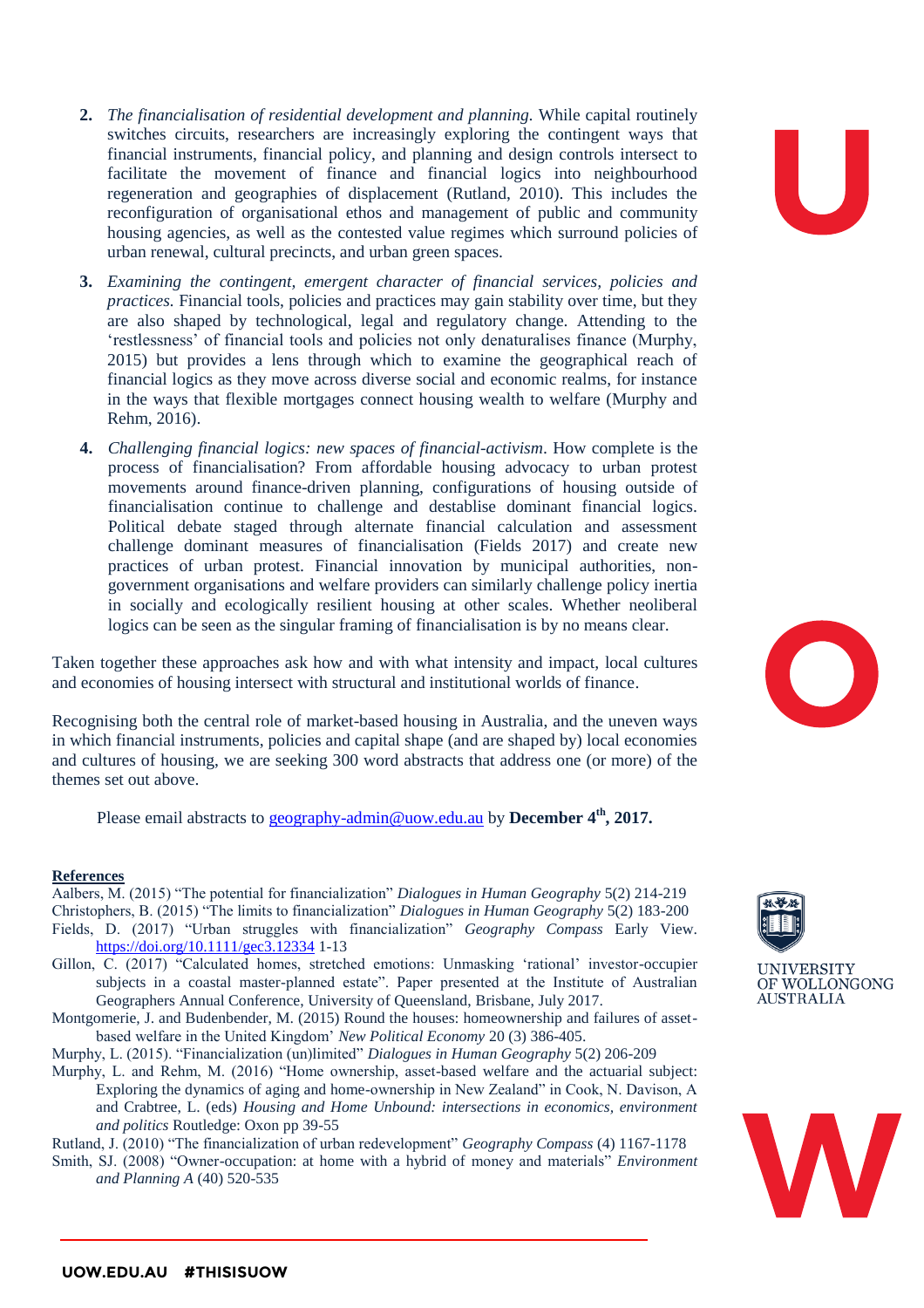2. *The financialisation of residential development and planning.* While capital routinely switches circuits, researchers are increasingly exploring the contingent ways that financial instruments, financial policy, and planning and design controls intersect to facilitate the movement of finance and financial logics into neighbourhood regeneration and geographies of displacement (Rutland, 2010). This includes the reconfiguration of organisational ethos and management of public and community housing agencies, as well as the contested value regimes which surround policies of urban renewal, cultural precincts, and urban green spaces.

3. *Examining the contingent, emergent character of financial services, policies and practices.* Financial tools, policies and practices may gain stability over time, but they are also shaped by technological, legal and regulatory change. Attending to the 'restlessness' of financial tools and policies not only denaturalises finance (Murphy, 2015) but provides a lens through which to examine the geographical reach of financial logics as they move across diverse social and economic realms, for instance in the ways that flexible mortgages connect housing wealth to welfare (Murphy and Rehm, 2016).

4. *Challenging financial logics: new spaces of financial-activism*. How complete is the process of financialisation? From affordable housing advocacy to urban protest movements around finance-driven planning, configurations of housing outside of financialisation continue to challenge and destablise dominant financial logics. Political debate staged through alternate financial calculation and assessment challenge dominant measures of financialisation (Fields 2017) and create new practices of urban protest. Financial innovation by municipal authorities, non-government organisations and welfare providers can similarly challenge policy inertia in socially and ecologically resilient housing at other scales. Whether neoliberal logics can be seen as the singular framing of financialisation is by no means clear.

Taken together these approaches ask how and with what intensity and impact, local cultures and economies of housing intersect with structural and institutional worlds of finance.

Recognising both the central role of market-based housing in Australia, and the uneven ways in which financial instruments, policies and capital shape (and are shaped by) local economies and cultures of housing, we are seeking 300 word abstracts that address one (or more) of the themes set out above.

Please email abstracts to geography-admin@uow.edu.au by **December 4th, 2017.**

**References**

Aalbers, M. (2015) "The potential for financialization" *Dialogues in Human Geography* 5(2) 214-219

Christophers, B. (2015) "The limits to financialization" *Dialogues in Human Geography* 5(2) 183-200

Fields, D. (2017) "Urban struggles with financialization" *Geography Compass* Early View. https://doi.org/10.1111/gec3.12334 1-13

Gillon, C. (2017) "Calculated homes, stretched emotions: Unmasking 'rational' investor-occupier subjects in a coastal master-planned estate". Paper presented at the Institute of Australian Geographers Annual Conference, University of Queensland, Brisbane, July 2017.

Montgomerie, J. and Budenbender, M. (2015) Round the houses: homeownership and failures of asset-based welfare in the United Kingdom' *New Political Economy* 20 (3) 386-405.

Murphy, L. (2015). "Financialization (un)limited" *Dialogues in Human Geography* 5(2) 206-209

Murphy, L. and Rehm, M. (2016) "Home ownership, asset-based welfare and the actuarial subject: Exploring the dynamics of aging and home-ownership in New Zealand" in Cook, N. Davison, A and Crabtree, L. (eds) *Housing and Home Unbound: intersections in economics, environment and politics* Routledge: Oxon pp 39-55

Rutland, J. (2010) "The financialization of urban redevelopment" *Geography Compass* (4) 1167-1178

Smith, SJ. (2008) "Owner-occupation: at home with a hybrid of money and materials" *Environment and Planning A* (40) 520-535